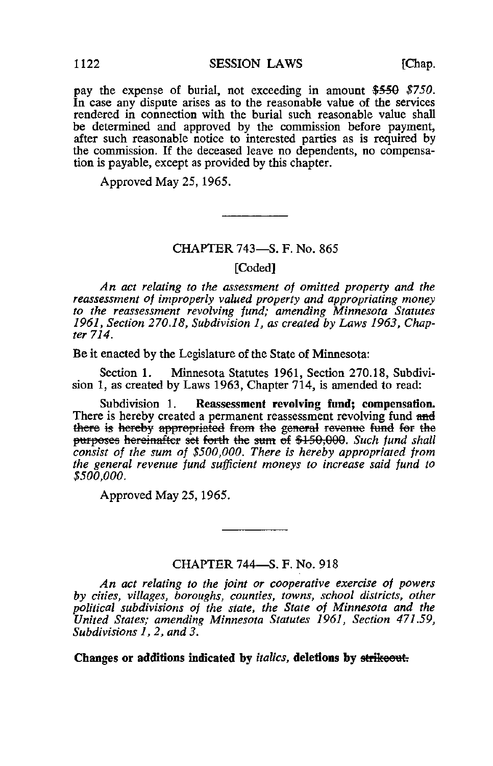pay the expense of burial, not exceeding in amount ~~$550~~ *$750.* In case any dispute arises as to the reasonable value of the services rendered in connection with the burial such reasonable value shall be determined and approved by the commission before payment, after such reasonable notice to interested parties as is required by the commission. If the deceased leave no dependents, no compensation is payable, except as provided by this chapter.

Approved May 25, 1965.

---

## CHAPTER 743—S. F. No. 865

[Coded]

*An act relating to the assessment of omitted property and the reassessment of improperly valued property and appropriating money to the reassessment revolving fund; amending Minnesota Statutes 1961, Section 270.18, Subdivision 1, as created by Laws 1963, Chapter 714.*

Be it enacted by the Legislature of the State of Minnesota:

Section 1. Minnesota Statutes 1961, Section 270.18, Subdivision 1, as created by Laws 1963, Chapter 714, is amended to read:

Subdivision 1. **Reassessment revolving fund; compensation.** There is hereby created a permanent reassessment revolving fund ~~and there is hereby appropriated from the general revenue fund for the purposes hereinafter set forth the sum of $150,000.~~ *Such fund shall consist of the sum of $500,000. There is hereby appropriated from the general revenue fund sufficient moneys to increase said fund to $500,000.*

Approved May 25, 1965.

---

## CHAPTER 744—S. F. No. 918

*An act relating to the joint or cooperative exercise of powers by cities, villages, boroughs, counties, towns, school districts, other political subdivisions of the state, the State of Minnesota and the United States; amending Minnesota Statutes 1961, Section 471.59, Subdivisions 1, 2, and 3.*

**Changes or additions indicated by *italics*, deletions by ~~strikeout.~~**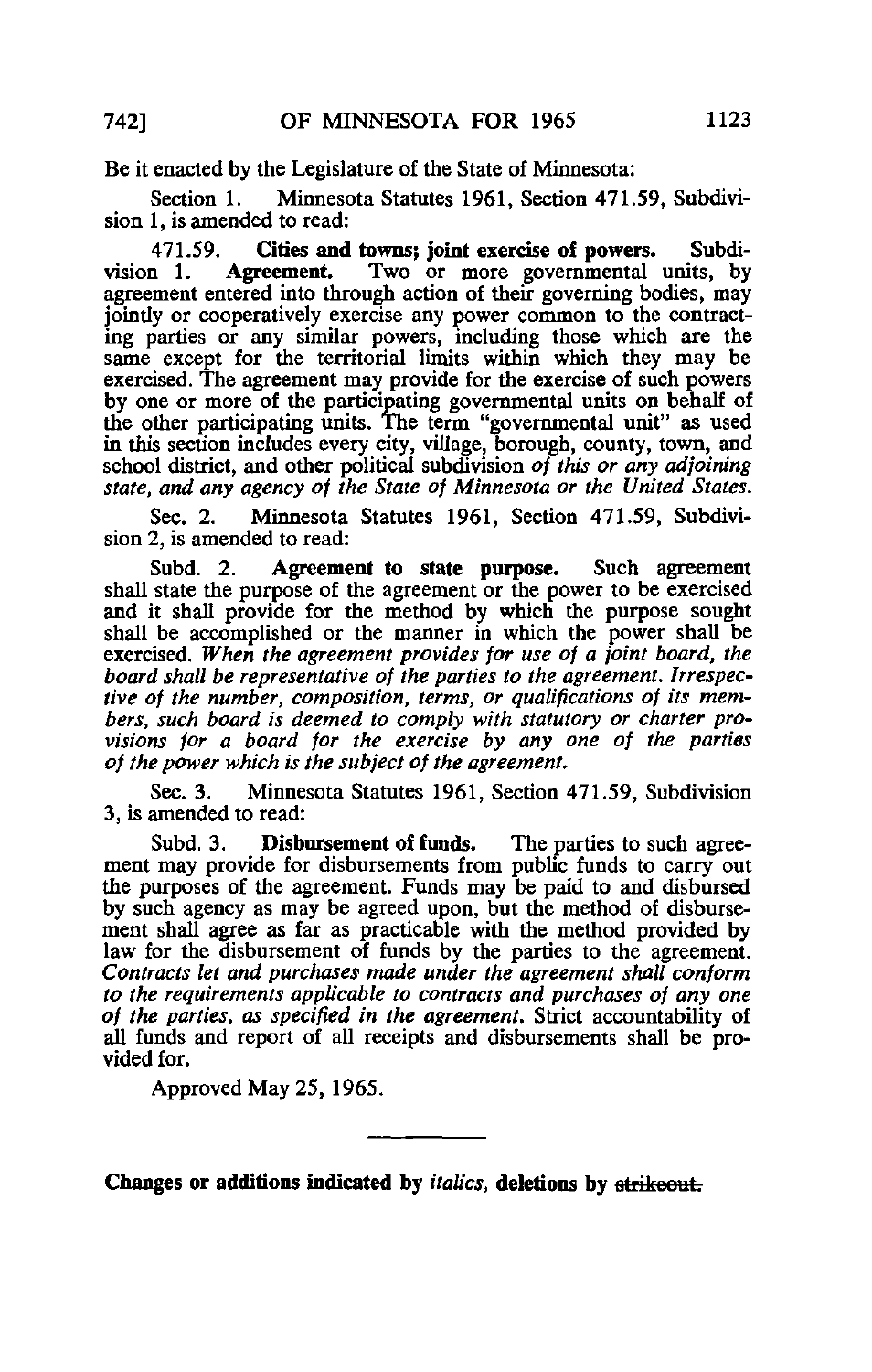Be it enacted by the Legislature of the State of Minnesota:

Section 1. Minnesota Statutes 1961, Section 471.59, Subdivision 1, is amended to read:

471.59. **Cities and towns; joint exercise of powers.** Subdivision 1. **Agreement.** Two or more governmental units, by agreement entered into through action of their governing bodies, may jointly or cooperatively exercise any power common to the contracting parties or any similar powers, including those which are the same except for the territorial limits within which they may be exercised. The agreement may provide for the exercise of such powers by one or more of the participating governmental units on behalf of the other participating units. The term "governmental unit" as used in this section includes every city, village, borough, county, town, and school district, and other political subdivision *of this or any adjoining state, and any agency of the State of Minnesota or the United States.*

Sec. 2. Minnesota Statutes 1961, Section 471.59, Subdivision 2, is amended to read:

Subd. 2. **Agreement to state purpose.** Such agreement shall state the purpose of the agreement or the power to be exercised and it shall provide for the method by which the purpose sought shall be accomplished or the manner in which the power shall be exercised. *When the agreement provides for use of a joint board, the board shall be representative of the parties to the agreement. Irrespective of the number, composition, terms, or qualifications of its members, such board is deemed to comply with statutory or charter provisions for a board for the exercise by any one of the parties of the power which is the subject of the agreement.*

Sec. 3. Minnesota Statutes 1961, Section 471.59, Subdivision 3, is amended to read:

Subd. 3. **Disbursement of funds.** The parties to such agreement may provide for disbursements from public funds to carry out the purposes of the agreement. Funds may be paid to and disbursed by such agency as may be agreed upon, but the method of disbursement shall agree as far as practicable with the method provided by law for the disbursement of funds by the parties to the agreement. *Contracts let and purchases made under the agreement shall conform to the requirements applicable to contracts and purchases of any one of the parties, as specified in the agreement.* Strict accountability of all funds and report of all receipts and disbursements shall be provided for.

Approved May 25, 1965.

---

**Changes or additions indicated by *italics*, deletions by ~~strikeout.~~**